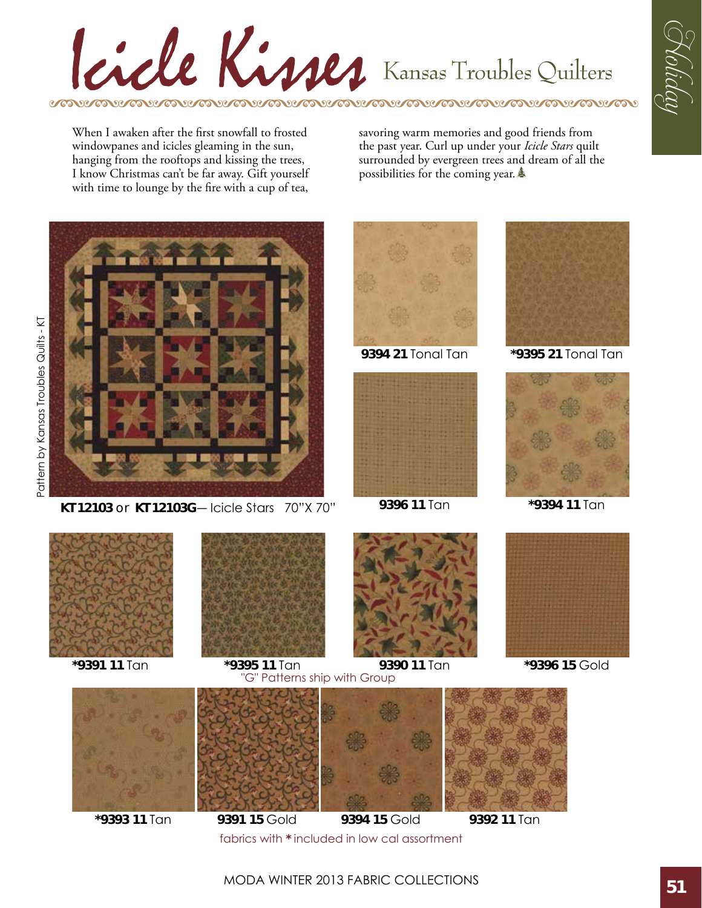# Icicle Kisses

Kansas Troubles Quilters

Holiday

When I awaken after the first snowfall to frosted windowpanes and icicles gleaming in the sun, hanging from the rooftops and kissing the trees, I know Christmas can't be far away. Gift yourself with time to lounge by the fire with a cup of tea, savoring warm memories and good friends from the past year. Curl up under your *Icicle Stars* quilt surrounded by evergreen trees and dream of all the possibilities for the coming year.

Pattern by Kansas Troubles Quilts - KT

**KT12103** or **KT12103G**— Icicle Stars 70"X 70"

**9394 21** Tonal Tan

***9395 21** Tonal Tan

**9396 11** Tan

***9394 11** Tan

***9391 11** Tan

***9395 11** Tan

**9390 11** Tan

***9396 15** Gold

"G" Patterns ship with Group

***9393 11** Tan

**9391 15** Gold

**9394 15** Gold

**9392 11** Tan

fabrics with * included in low cal assortment

MODA WINTER 2013 FABRIC COLLECTIONS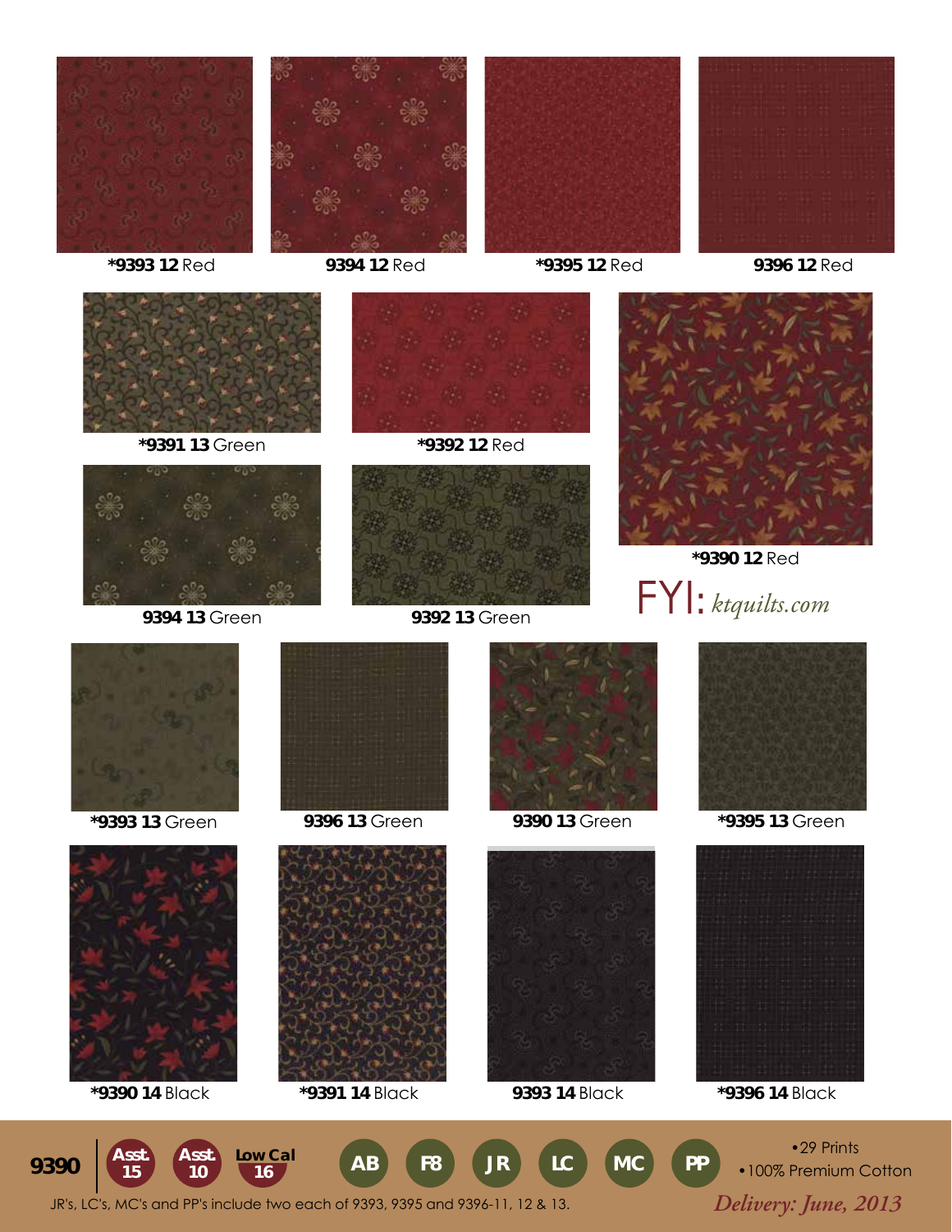*9393 12 Red

9394 12 Red

*9395 12 Red

9396 12 Red

*9391 13 Green

*9392 12 Red

*9390 12 Red

9394 13 Green

9392 13 Green

FYI: *ktquilts.com*

*9393 13 Green

9396 13 Green

9390 13 Green

*9395 13 Green

*9390 14 Black

*9391 14 Black

9393 14 Black

*9396 14 Black

9390 | Asst. 15 | Asst. 10 | Low Cal 16 | AB | F8 | JR | LC | MC | PP

- 29 Prints
- 100% Premium Cotton

JR's, LC's, MC's and PP's include two each of 9393, 9395 and 9396-11, 12 & 13.

*Delivery: June, 2013*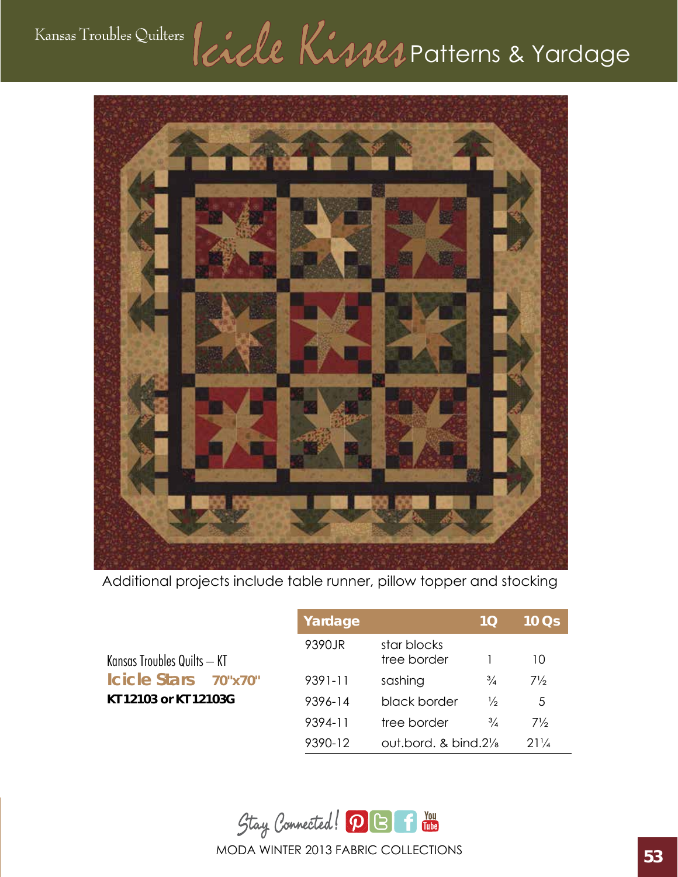# Kansas Troubles Quilters *Icicle Kisses* Patterns & Yardage

Additional projects include table runner, pillow topper and stocking

Kansas Troubles Quilts – KT

**Icicle Stars 70"x70"**

**KT 12103 or KT 12103G**

| Yardage | | 1Q | 10 Qs |
|---|---|---|---|
| 9390JR | star blocks<br>tree border | 1 | 10 |
| 9391-11 | sashing | ¾ | 7½ |
| 9396-14 | black border | ½ | 5 |
| 9394-11 | tree border | ¾ | 7½ |
| 9390-12 | out.bord. & bind. | 2⅛ | 21¼ |

Stay Connected!

MODA WINTER 2013 FABRIC COLLECTIONS